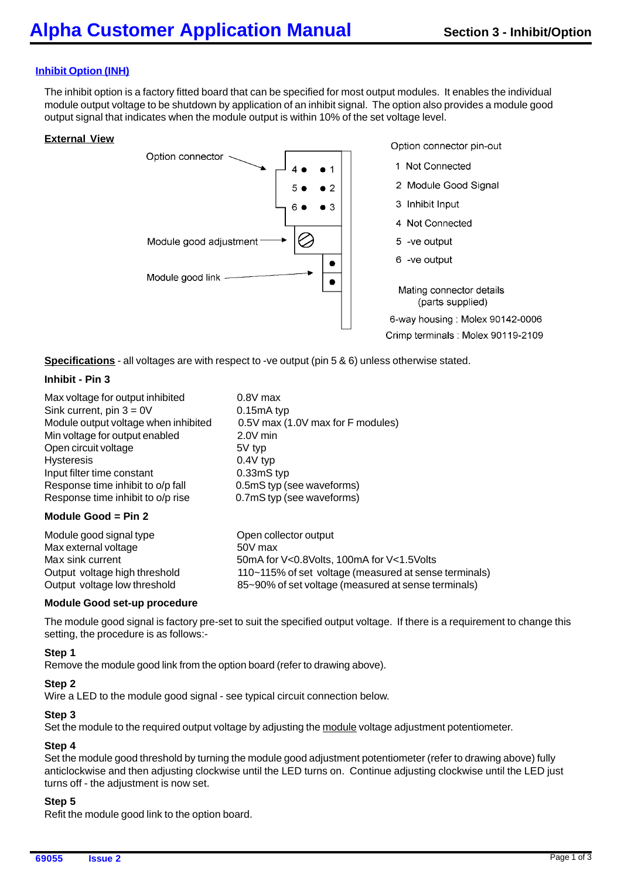## Inhibit Option (INH)

The inhibit option is a factory fitted board that can be specified for most output modules. It enables the individual module output voltage to be shutdown by application of an inhibit signal. The option also provides a module good output signal that indicates when the module output is within 10% of the set voltage level.

**External View**

Option connector

Module good adjustment

Module good link

Option connector pin-out

1 Not Connected
2 Module Good Signal
3 Inhibit Input
4 Not Connected
5 -ve output
6 -ve output

Mating connector details
(parts supplied)

6-way housing : Molex 90142-0006
Crimp terminals : Molex 90119-2109

**Specifications** - all voltages are with respect to -ve output (pin 5 & 6) unless otherwise stated.

**Inhibit - Pin 3**

| | |
|---|---|
| Max voltage for output inhibited | 0.8V max |
| Sink current, pin 3 = 0V | 0.15mA typ |
| Module output voltage when inhibited | 0.5V max (1.0V max for F modules) |
| Min voltage for output enabled | 2.0V min |
| Open circuit voltage | 5V typ |
| Hysteresis | 0.4V typ |
| Input filter time constant | 0.33mS typ |
| Response time inhibit to o/p fall | 0.5mS typ (see waveforms) |
| Response time inhibit to o/p rise | 0.7mS typ (see waveforms) |

**Module Good = Pin 2**

| | |
|---|---|
| Module good signal type | Open collector output |
| Max external voltage | 50V max |
| Max sink current | 50mA for V<0.8Volts, 100mA for V<1.5Volts |
| Output voltage high threshold | 110~115% of set voltage (measured at sense terminals) |
| Output voltage low threshold | 85~90% of set voltage (measured at sense terminals) |

**Module Good set-up procedure**

The module good signal is factory pre-set to suit the specified output voltage. If there is a requirement to change this setting, the procedure is as follows:-

**Step 1**
Remove the module good link from the option board (refer to drawing above).

**Step 2**
Wire a LED to the module good signal - see typical circuit connection below.

**Step 3**
Set the module to the required output voltage by adjusting the module voltage adjustment potentiometer.

**Step 4**
Set the module good threshold by turning the module good adjustment potentiometer (refer to drawing above) fully anticlockwise and then adjusting clockwise until the LED turns on. Continue adjusting clockwise until the LED just turns off - the adjustment is now set.

**Step 5**
Refit the module good link to the option board.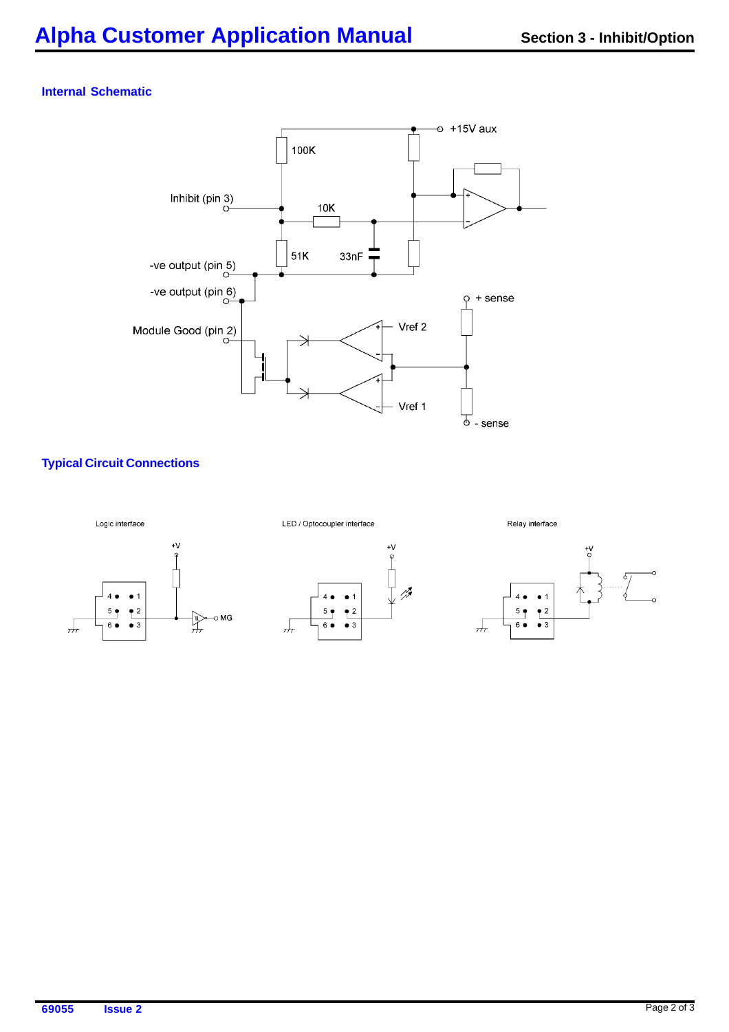### Internal Schematic

### Typical Circuit Connections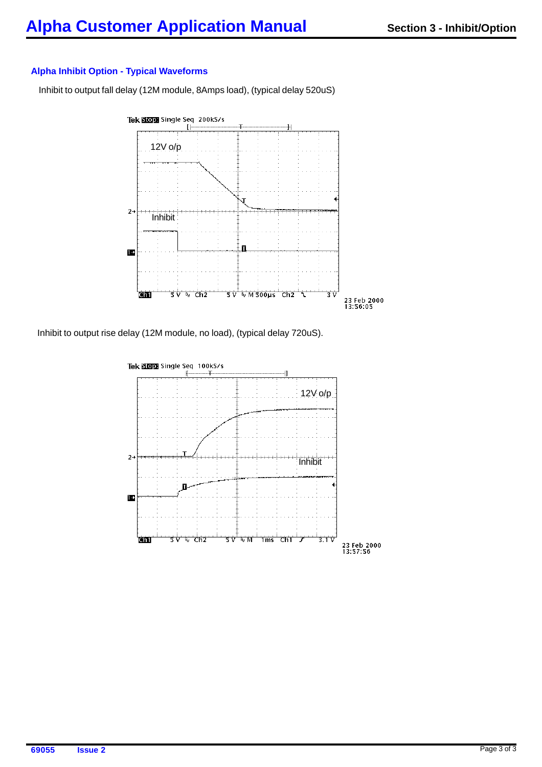### Alpha Inhibit Option - Typical Waveforms

Inhibit to output fall delay (12M module, 8Amps load), (typical delay 520uS)

Tek Stop: Single Seq 200kS/s

12V o/p

Inhibit

Ch1 5 V Ch2 5 V M 500µs Ch2 3 V

23 Feb 2000
13:56:05

Inhibit to output rise delay (12M module, no load), (typical delay 720uS).

Tek Stop: Single Seq 100kS/s

12V o/p

Inhibit

Ch1 5 V Ch2 5 V M 1ms Ch1 3.1 V

23 Feb 2000
13:57:56